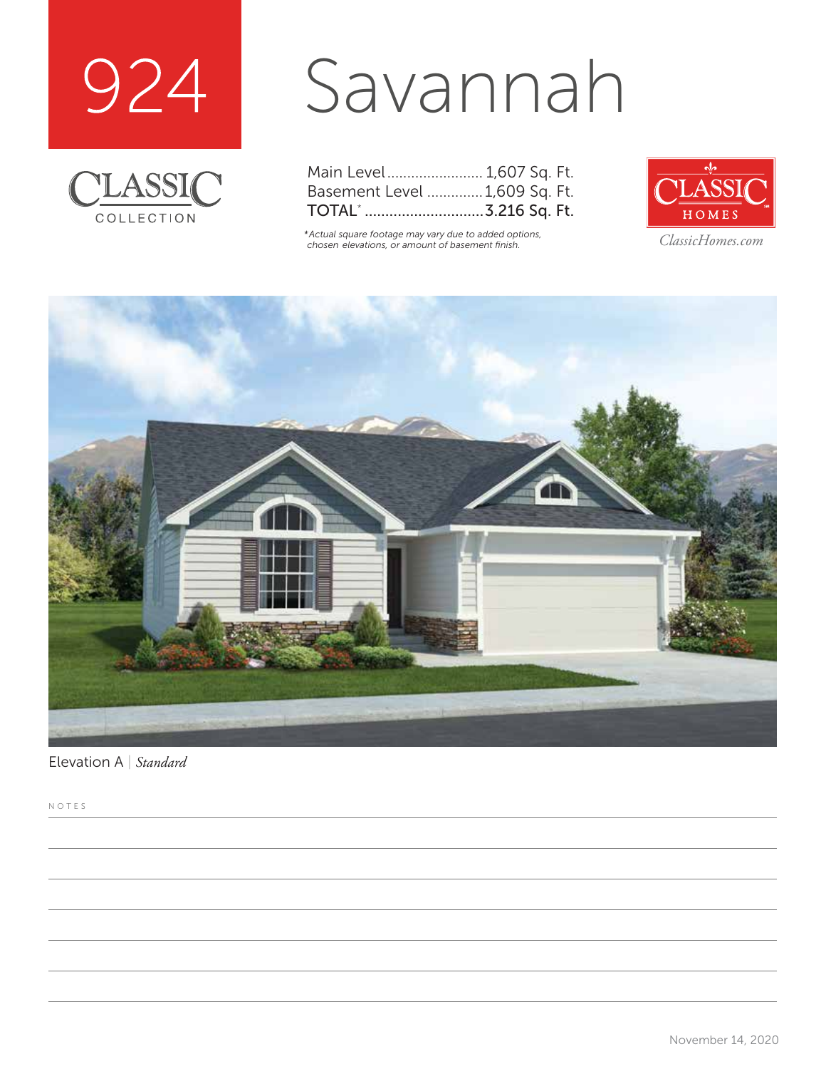# 924 Savannah

CLASSIC COLLECTION

| | |
|---|---|
| Main Level | 1,607 Sq. Ft. |
| Basement Level | 1,609 Sq. Ft. |
| TOTAL* | 3.216 Sq. Ft. |

*Actual square footage may vary due to added options, chosen elevations, or amount of basement finish.

CLASSIC HOMES

ClassicHomes.com

Elevation A | *Standard*

NOTES

November 14, 2020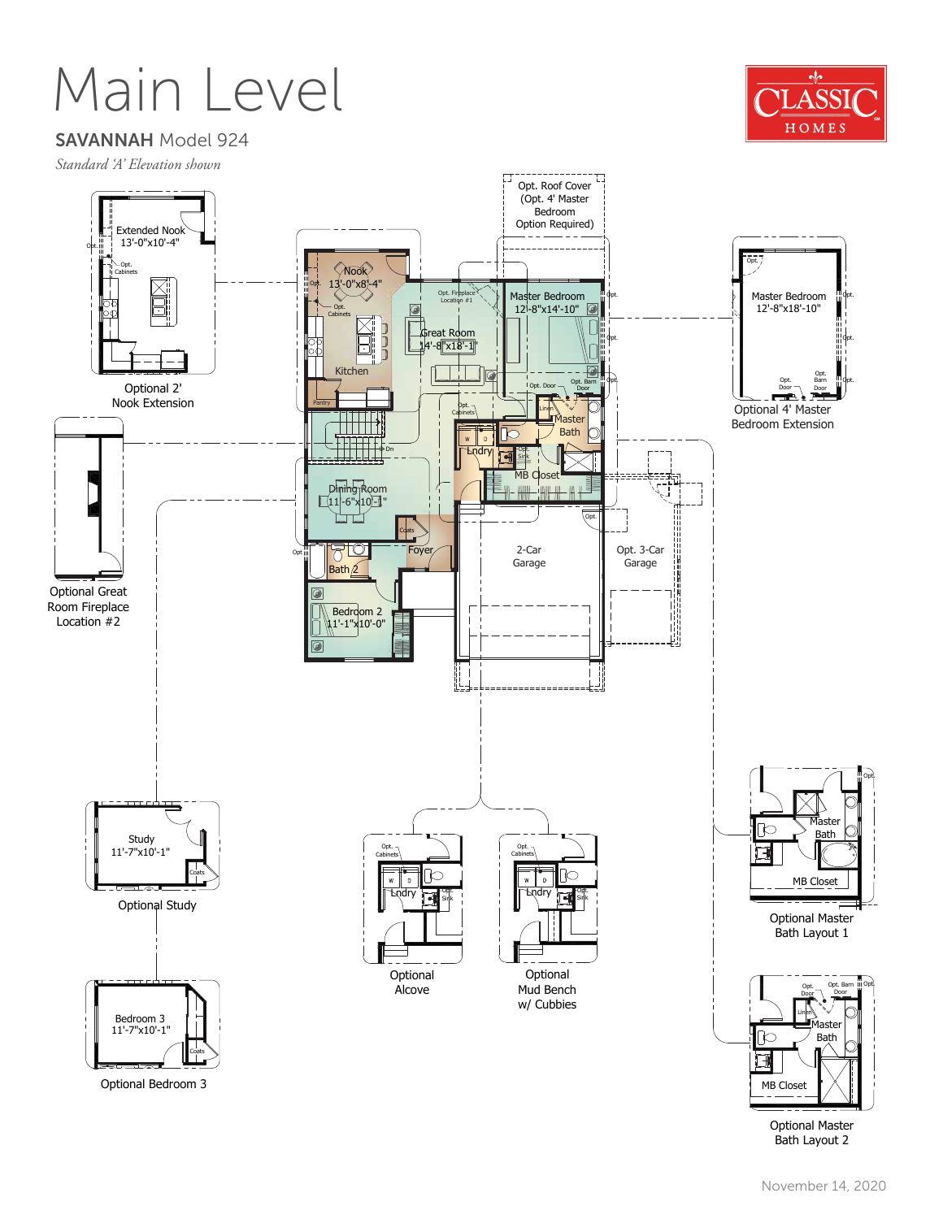# Main Level

## SAVANNAH Model 924

*Standard 'A' Elevation shown*

CLASSIC HOMES

Extended Nook
13'-0"x10'-4"

Opt. Cabinets

Optional 2' Nook Extension

Optional Great Room Fireplace Location #2

Opt. Roof Cover (Opt. 4' Master Bedroom Option Required)

Nook
13'-0"x8'-4"

Opt. Cabinets

Kitchen

Pantry

Opt. Fireplace Location #1

Great Room
14'-8"x18'-1"

Master Bedroom
12'-8"x14'-10"

Opt. Door

Opt. Barn Door

Linen

Master Bath

Opt. Cabinets

Lndry

Opt. Sink

MB Closet

Dn

Dining Room
11'-6"x10'-1"

Coats

Foyer

Bath 2

Bedroom 2
11'-1"x10'-0"

2-Car Garage

Opt. 3-Car Garage

Master Bedroom
12'-8"x18'-10"

Optional 4' Master Bedroom Extension

Study
11'-7"x10'-1"

Coats

Optional Study

Bedroom 3
11'-7"x10'-1"

Coats

Optional Bedroom 3

Opt. Cabinets

Lndry

Opt. Sink

Optional Alcove

Opt. Cabinets

Lndry

Opt. Sink

Optional Mud Bench w/ Cubbies

Master Bath

MB Closet

Optional Master Bath Layout 1

Opt. Door

Opt. Barn Door

Linen

Master Bath

MB Closet

Optional Master Bath Layout 2

November 14, 2020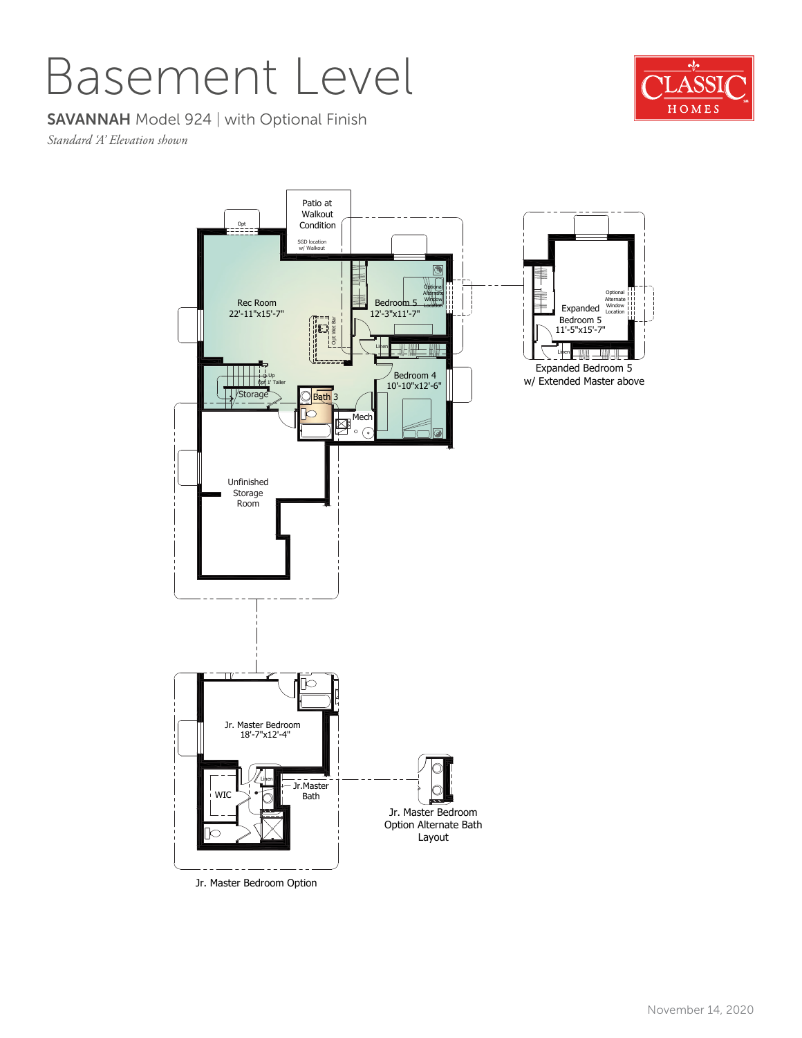# Basement Level

**SAVANNAH** Model 924 | with Optional Finish

*Standard 'A' Elevation shown*

CLASSIC HOMES

Patio at Walkout Condition

SGD location w/ Walkout

Opt

Rec Room
22'-11"x15'-7"

Opt Wet Bar

Bedroom 5
12'-3"x11'-7"

Optional Alternate Window Location

Linen

Bedroom 4
10'-10"x12'-6"

Up
Opt 1' Taller

Storage

Bath 3

Mech

Unfinished Storage Room

Expanded Bedroom 5
11'-5"x15'-7"

Optional Alternate Window Location

Linen

Expanded Bedroom 5 w/ Extended Master above

Jr. Master Bedroom
18'-7"x12'-4"

WIC

Linen

Jr. Master Bath

Jr. Master Bedroom Option

Jr. Master Bedroom Option Alternate Bath Layout

November 14, 2020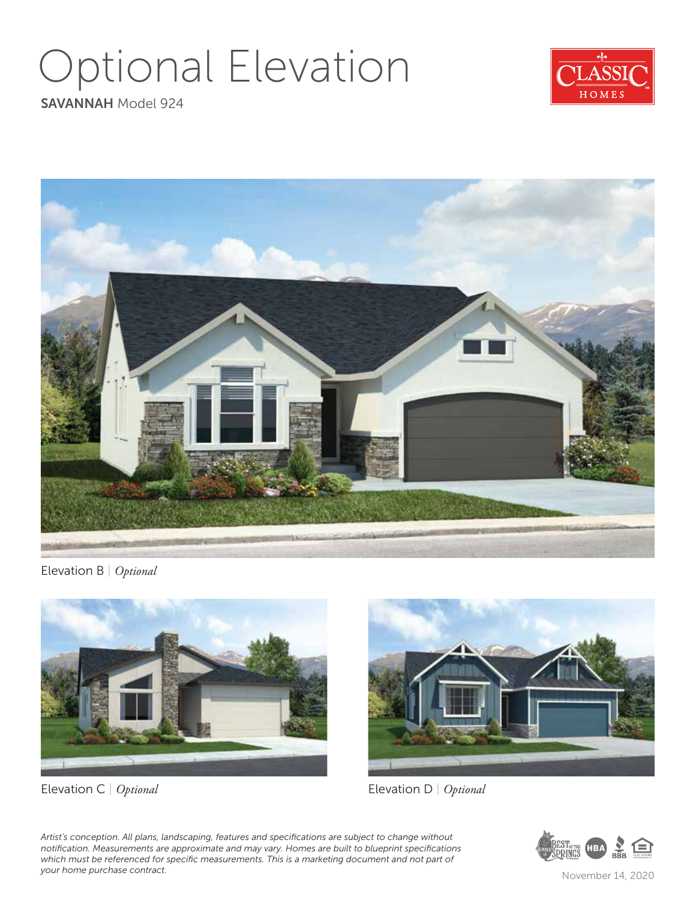# Optional Elevation

**SAVANNAH** Model 924

Elevation B | *Optional*

Elevation C | *Optional*

Elevation D | *Optional*

*Artist's conception. All plans, landscaping, features and specifications are subject to change without notification. Measurements are approximate and may vary. Homes are built to blueprint specifications which must be referenced for specific measurements. This is a marketing document and not part of your home purchase contract.*

November 14, 2020